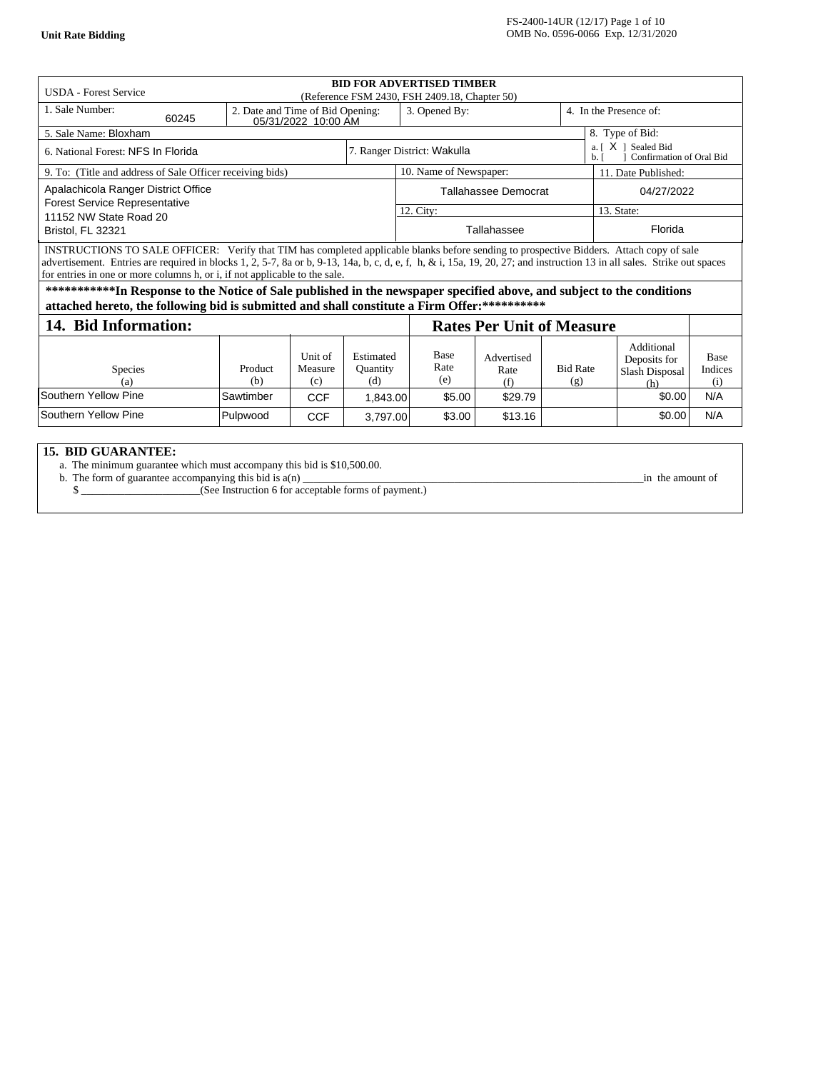**Unit Rate Bidding**

FS-2400-14UR (12/17)
OMB No. 0596-0066 Exp. 12/31/2020

USDA - Forest Service

**BID FOR ADVERTISED TIMBER**
(Reference FSM 2430, FSH 2409.18, Chapter 50)

| 1. Sale Number: 60245 | 2. Date and Time of Bid Opening: 05/31/2022 10:00 AM | 3. Opened By: | 4. In the Presence of: |
|---|---|---|---|
| 5. Sale Name: Bloxham | | | 8. Type of Bid: a. [ X ] Sealed Bid b. [ ] Confirmation of Oral Bid |
| 6. National Forest: NFS In Florida | 7. Ranger District: Wakulla | | |

| 9. To: (Title and address of Sale Officer receiving bids) | 10. Name of Newspaper: | 11. Date Published: |
|---|---|---|
| Apalachicola Ranger District Office<br>Forest Service Representative<br>11152 NW State Road 20<br>Bristol, FL 32321 | Tallahassee Democrat | 04/27/2022 |
| | 12. City: | 13. State: |
| | Tallahassee | Florida |

INSTRUCTIONS TO SALE OFFICER: Verify that TIM has completed applicable blanks before sending to prospective Bidders. Attach copy of sale advertisement. Entries are required in blocks 1, 2, 5-7, 8a or b, 9-13, 14a, b, c, d, e, f, h, & i, 15a, 19, 20, 27; and instruction 13 in all sales. Strike out spaces for entries in one or more columns h, or i, if not applicable to the sale.

**\*\*\*\*\*\*\*\*\*\*\*In Response to the Notice of Sale published in the newspaper specified above, and subject to the conditions attached hereto, the following bid is submitted and shall constitute a Firm Offer:\*\*\*\*\*\*\*\*\*\***

## 14. Bid Information:

| | | | | Rates Per Unit of Measure | | | | |
|---|---|---|---|---|---|---|---|---|
| Species (a) | Product (b) | Unit of Measure (c) | Estimated Quantity (d) | Base Rate (e) | Advertised Rate (f) | Bid Rate (g) | Additional Deposits for Slash Disposal (h) | Base Indices (i) |
| Southern Yellow Pine | Sawtimber | CCF | 1,843.00 | $5.00 | $29.79 | | $0.00 | N/A |
| Southern Yellow Pine | Pulpwood | CCF | 3,797.00 | $3.00 | $13.16 | | $0.00 | N/A |

**15. BID GUARANTEE:**

a. The minimum guarantee which must accompany this bid is $10,500.00.

b. The form of guarantee accompanying this bid is a(n) ______________________________________________ in the amount of $ ____________________(See Instruction 6 for acceptable forms of payment.)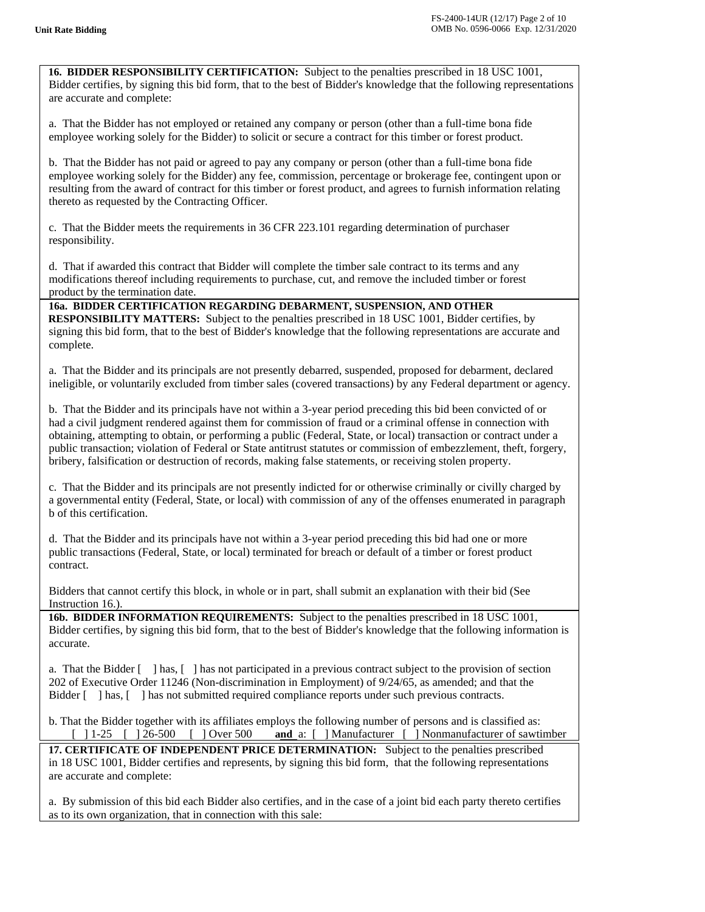**16. BIDDER RESPONSIBILITY CERTIFICATION:** Subject to the penalties prescribed in 18 USC 1001, Bidder certifies, by signing this bid form, that to the best of Bidder's knowledge that the following representations are accurate and complete:

a. That the Bidder has not employed or retained any company or person (other than a full-time bona fide employee working solely for the Bidder) to solicit or secure a contract for this timber or forest product.

b. That the Bidder has not paid or agreed to pay any company or person (other than a full-time bona fide employee working solely for the Bidder) any fee, commission, percentage or brokerage fee, contingent upon or resulting from the award of contract for this timber or forest product, and agrees to furnish information relating thereto as requested by the Contracting Officer.

c. That the Bidder meets the requirements in 36 CFR 223.101 regarding determination of purchaser responsibility.

d. That if awarded this contract that Bidder will complete the timber sale contract to its terms and any modifications thereof including requirements to purchase, cut, and remove the included timber or forest product by the termination date.

**16a. BIDDER CERTIFICATION REGARDING DEBARMENT, SUSPENSION, AND OTHER RESPONSIBILITY MATTERS:** Subject to the penalties prescribed in 18 USC 1001, Bidder certifies, by signing this bid form, that to the best of Bidder's knowledge that the following representations are accurate and complete.

a. That the Bidder and its principals are not presently debarred, suspended, proposed for debarment, declared ineligible, or voluntarily excluded from timber sales (covered transactions) by any Federal department or agency.

b. That the Bidder and its principals have not within a 3-year period preceding this bid been convicted of or had a civil judgment rendered against them for commission of fraud or a criminal offense in connection with obtaining, attempting to obtain, or performing a public (Federal, State, or local) transaction or contract under a public transaction; violation of Federal or State antitrust statutes or commission of embezzlement, theft, forgery, bribery, falsification or destruction of records, making false statements, or receiving stolen property.

c. That the Bidder and its principals are not presently indicted for or otherwise criminally or civilly charged by a governmental entity (Federal, State, or local) with commission of any of the offenses enumerated in paragraph b of this certification.

d. That the Bidder and its principals have not within a 3-year period preceding this bid had one or more public transactions (Federal, State, or local) terminated for breach or default of a timber or forest product contract.

Bidders that cannot certify this block, in whole or in part, shall submit an explanation with their bid (See Instruction 16.).

**16b. BIDDER INFORMATION REQUIREMENTS:** Subject to the penalties prescribed in 18 USC 1001, Bidder certifies, by signing this bid form, that to the best of Bidder's knowledge that the following information is accurate.

a. That the Bidder [ ] has, [ ] has not participated in a previous contract subject to the provision of section 202 of Executive Order 11246 (Non-discrimination in Employment) of 9/24/65, as amended; and that the Bidder [ ] has, [ ] has not submitted required compliance reports under such previous contracts.

b. That the Bidder together with its affiliates employs the following number of persons and is classified as:
[ ] 1-25 [ ] 26-500 [ ] Over 500 **and** a: [ ] Manufacturer [ ] Nonmanufacturer of sawtimber

**17. CERTIFICATE OF INDEPENDENT PRICE DETERMINATION:** Subject to the penalties prescribed in 18 USC 1001, Bidder certifies and represents, by signing this bid form, that the following representations are accurate and complete:

a. By submission of this bid each Bidder also certifies, and in the case of a joint bid each party thereto certifies as to its own organization, that in connection with this sale: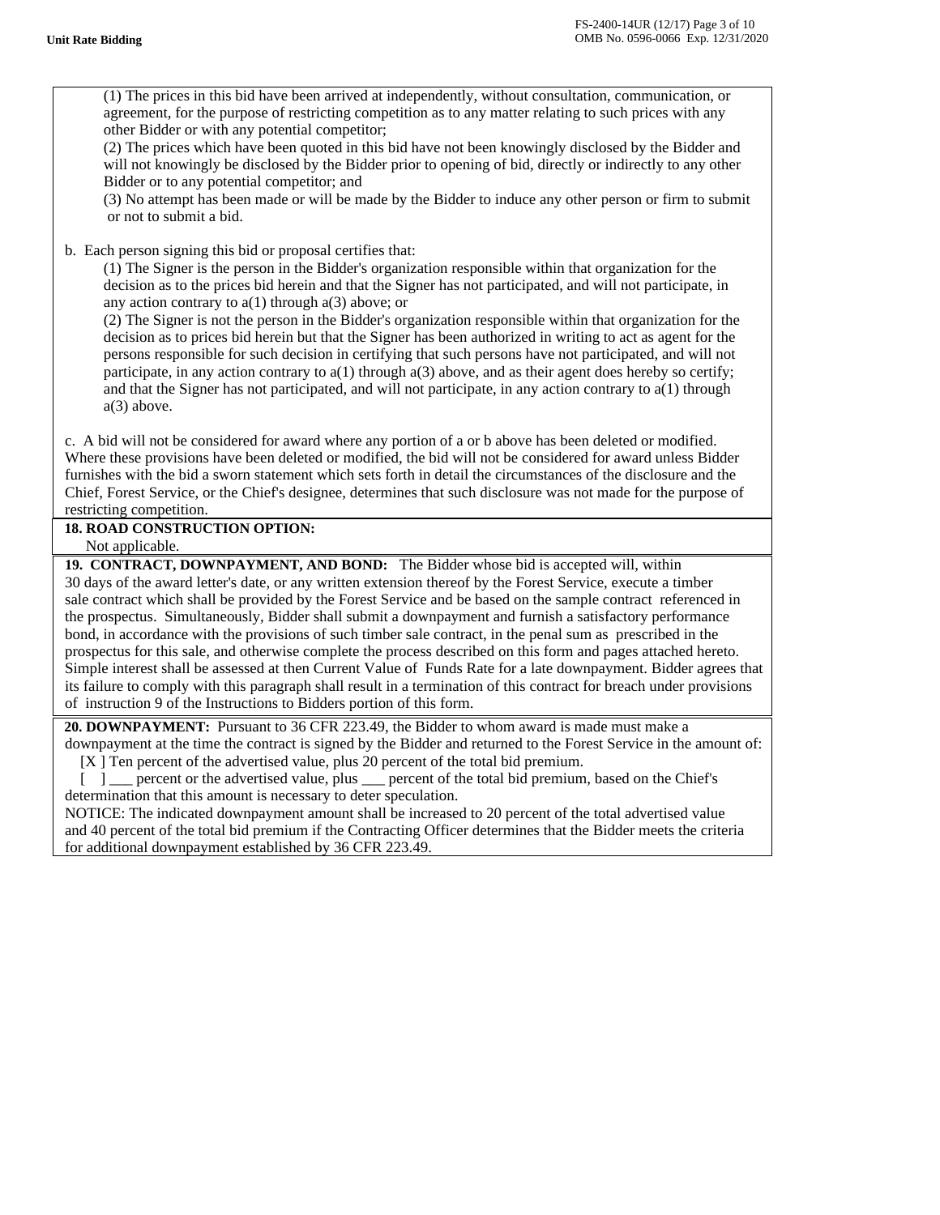(1) The prices in this bid have been arrived at independently, without consultation, communication, or agreement, for the purpose of restricting competition as to any matter relating to such prices with any other Bidder or with any potential competitor;

(2) The prices which have been quoted in this bid have not been knowingly disclosed by the Bidder and will not knowingly be disclosed by the Bidder prior to opening of bid, directly or indirectly to any other Bidder or to any potential competitor; and

(3) No attempt has been made or will be made by the Bidder to induce any other person or firm to submit or not to submit a bid.

b. Each person signing this bid or proposal certifies that:

(1) The Signer is the person in the Bidder's organization responsible within that organization for the decision as to the prices bid herein and that the Signer has not participated, and will not participate, in any action contrary to a(1) through a(3) above; or

(2) The Signer is not the person in the Bidder's organization responsible within that organization for the decision as to prices bid herein but that the Signer has been authorized in writing to act as agent for the persons responsible for such decision in certifying that such persons have not participated, and will not participate, in any action contrary to a(1) through a(3) above, and as their agent does hereby so certify; and that the Signer has not participated, and will not participate, in any action contrary to a(1) through a(3) above.

c. A bid will not be considered for award where any portion of a or b above has been deleted or modified. Where these provisions have been deleted or modified, the bid will not be considered for award unless Bidder furnishes with the bid a sworn statement which sets forth in detail the circumstances of the disclosure and the Chief, Forest Service, or the Chief's designee, determines that such disclosure was not made for the purpose of restricting competition.

**18. ROAD CONSTRUCTION OPTION:**
Not applicable.

**19. CONTRACT, DOWNPAYMENT, AND BOND:** The Bidder whose bid is accepted will, within 30 days of the award letter's date, or any written extension thereof by the Forest Service, execute a timber sale contract which shall be provided by the Forest Service and be based on the sample contract referenced in the prospectus. Simultaneously, Bidder shall submit a downpayment and furnish a satisfactory performance bond, in accordance with the provisions of such timber sale contract, in the penal sum as prescribed in the prospectus for this sale, and otherwise complete the process described on this form and pages attached hereto. Simple interest shall be assessed at then Current Value of Funds Rate for a late downpayment. Bidder agrees that its failure to comply with this paragraph shall result in a termination of this contract for breach under provisions of instruction 9 of the Instructions to Bidders portion of this form.

**20. DOWNPAYMENT:** Pursuant to 36 CFR 223.49, the Bidder to whom award is made must make a downpayment at the time the contract is signed by the Bidder and returned to the Forest Service in the amount of:

[X ] Ten percent of the advertised value, plus 20 percent of the total bid premium.

[ ] ___ percent or the advertised value, plus ___ percent of the total bid premium, based on the Chief's determination that this amount is necessary to deter speculation.

NOTICE: The indicated downpayment amount shall be increased to 20 percent of the total advertised value and 40 percent of the total bid premium if the Contracting Officer determines that the Bidder meets the criteria for additional downpayment established by 36 CFR 223.49.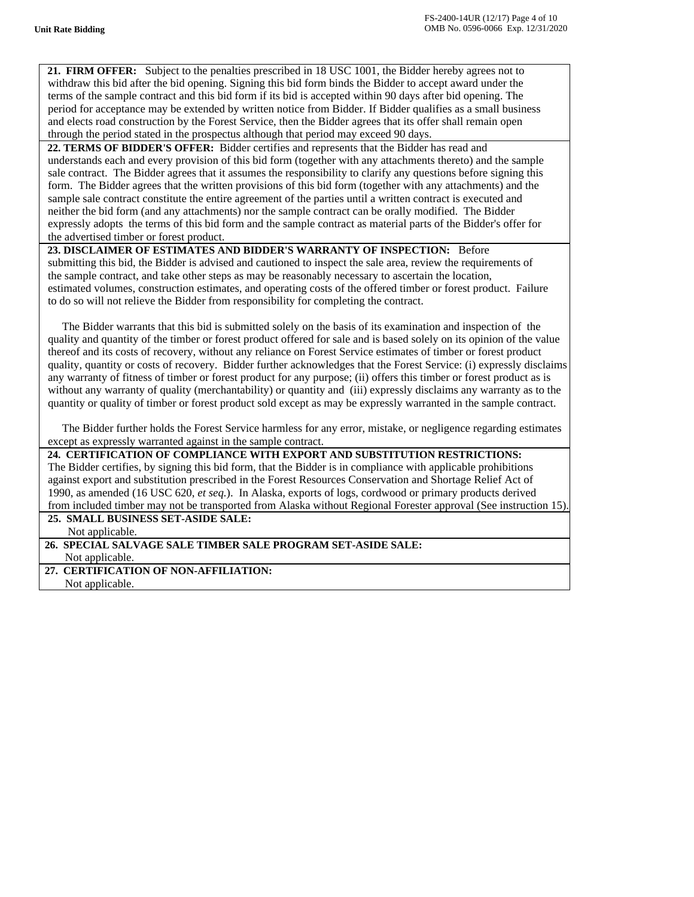**21. FIRM OFFER:** Subject to the penalties prescribed in 18 USC 1001, the Bidder hereby agrees not to withdraw this bid after the bid opening. Signing this bid form binds the Bidder to accept award under the terms of the sample contract and this bid form if its bid is accepted within 90 days after bid opening. The period for acceptance may be extended by written notice from Bidder. If Bidder qualifies as a small business and elects road construction by the Forest Service, then the Bidder agrees that its offer shall remain open through the period stated in the prospectus although that period may exceed 90 days.

**22. TERMS OF BIDDER'S OFFER:** Bidder certifies and represents that the Bidder has read and understands each and every provision of this bid form (together with any attachments thereto) and the sample sale contract. The Bidder agrees that it assumes the responsibility to clarify any questions before signing this form. The Bidder agrees that the written provisions of this bid form (together with any attachments) and the sample sale contract constitute the entire agreement of the parties until a written contract is executed and neither the bid form (and any attachments) nor the sample contract can be orally modified. The Bidder expressly adopts the terms of this bid form and the sample contract as material parts of the Bidder's offer for the advertised timber or forest product.

**23. DISCLAIMER OF ESTIMATES AND BIDDER'S WARRANTY OF INSPECTION:** Before submitting this bid, the Bidder is advised and cautioned to inspect the sale area, review the requirements of the sample contract, and take other steps as may be reasonably necessary to ascertain the location, estimated volumes, construction estimates, and operating costs of the offered timber or forest product. Failure to do so will not relieve the Bidder from responsibility for completing the contract.

The Bidder warrants that this bid is submitted solely on the basis of its examination and inspection of the quality and quantity of the timber or forest product offered for sale and is based solely on its opinion of the value thereof and its costs of recovery, without any reliance on Forest Service estimates of timber or forest product quality, quantity or costs of recovery. Bidder further acknowledges that the Forest Service: (i) expressly disclaims any warranty of fitness of timber or forest product for any purpose; (ii) offers this timber or forest product as is without any warranty of quality (merchantability) or quantity and (iii) expressly disclaims any warranty as to the quantity or quality of timber or forest product sold except as may be expressly warranted in the sample contract.

The Bidder further holds the Forest Service harmless for any error, mistake, or negligence regarding estimates except as expressly warranted against in the sample contract.

**24. CERTIFICATION OF COMPLIANCE WITH EXPORT AND SUBSTITUTION RESTRICTIONS:** The Bidder certifies, by signing this bid form, that the Bidder is in compliance with applicable prohibitions against export and substitution prescribed in the Forest Resources Conservation and Shortage Relief Act of 1990, as amended (16 USC 620, *et seq.*). In Alaska, exports of logs, cordwood or primary products derived from included timber may not be transported from Alaska without Regional Forester approval (See instruction 15).

**25. SMALL BUSINESS SET-ASIDE SALE:**
Not applicable.

**26. SPECIAL SALVAGE SALE TIMBER SALE PROGRAM SET-ASIDE SALE:**
Not applicable.

**27. CERTIFICATION OF NON-AFFILIATION:**
Not applicable.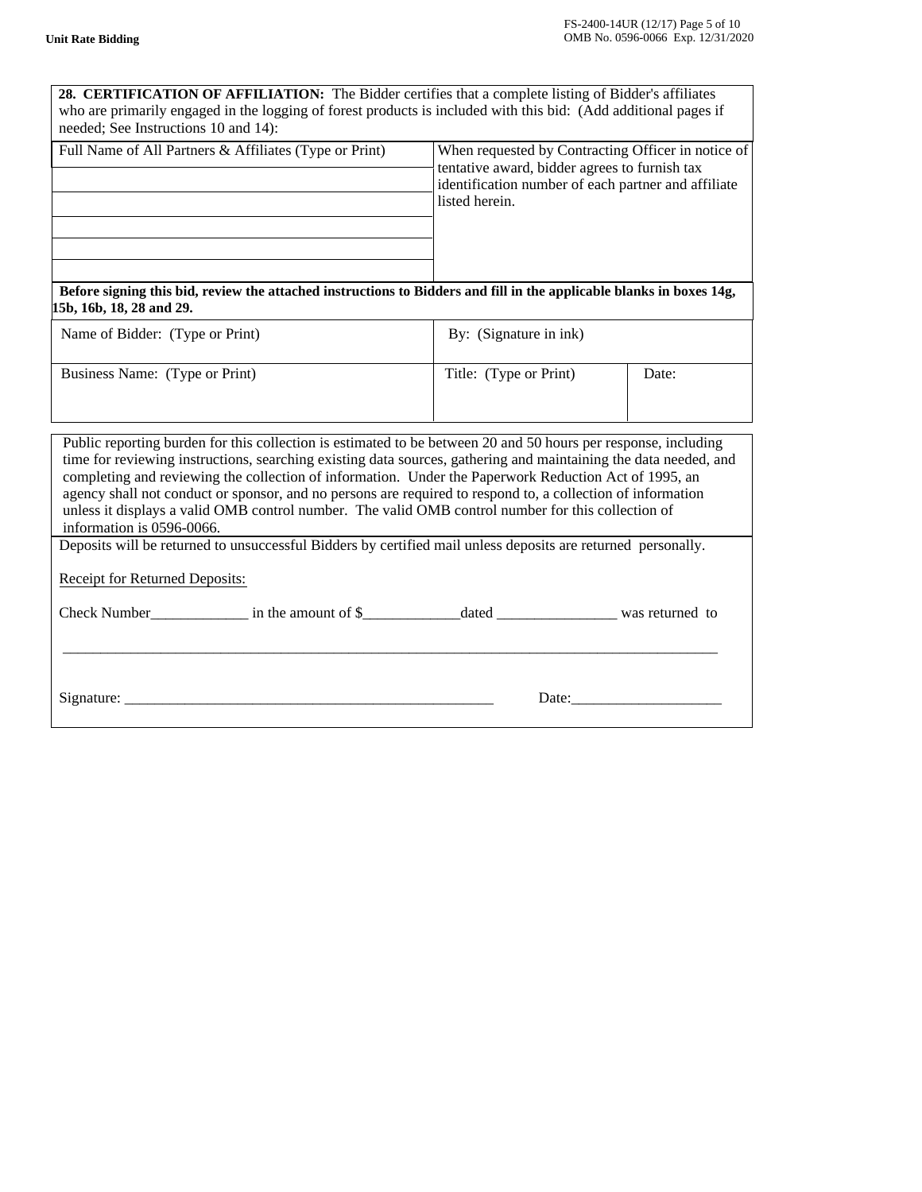**28. CERTIFICATION OF AFFILIATION:** The Bidder certifies that a complete listing of Bidder's affiliates who are primarily engaged in the logging of forest products is included with this bid: (Add additional pages if needed; See Instructions 10 and 14):

| Full Name of All Partners & Affiliates (Type or Print) | When requested by Contracting Officer in notice of tentative award, bidder agrees to furnish tax identification number of each partner and affiliate listed herein. |
|---|---|
| | |
| | |
| | |
| | |
| | |

**Before signing this bid, review the attached instructions to Bidders and fill in the applicable blanks in boxes 14g, 15b, 16b, 18, 28 and 29.**

| Name of Bidder: (Type or Print) | By: (Signature in ink) | |
|---|---|---|
| Business Name: (Type or Print) | Title: (Type or Print) | Date: |

Public reporting burden for this collection is estimated to be between 20 and 50 hours per response, including time for reviewing instructions, searching existing data sources, gathering and maintaining the data needed, and completing and reviewing the collection of information. Under the Paperwork Reduction Act of 1995, an agency shall not conduct or sponsor, and no persons are required to respond to, a collection of information unless it displays a valid OMB control number. The valid OMB control number for this collection of information is 0596-0066.

Deposits will be returned to unsuccessful Bidders by certified mail unless deposits are returned personally.

Receipt for Returned Deposits:

Check Number_____________ in the amount of $_____________dated ________________ was returned to

_____________________________________________________________________________________________

Signature: ____________________________________________________ Date:____________________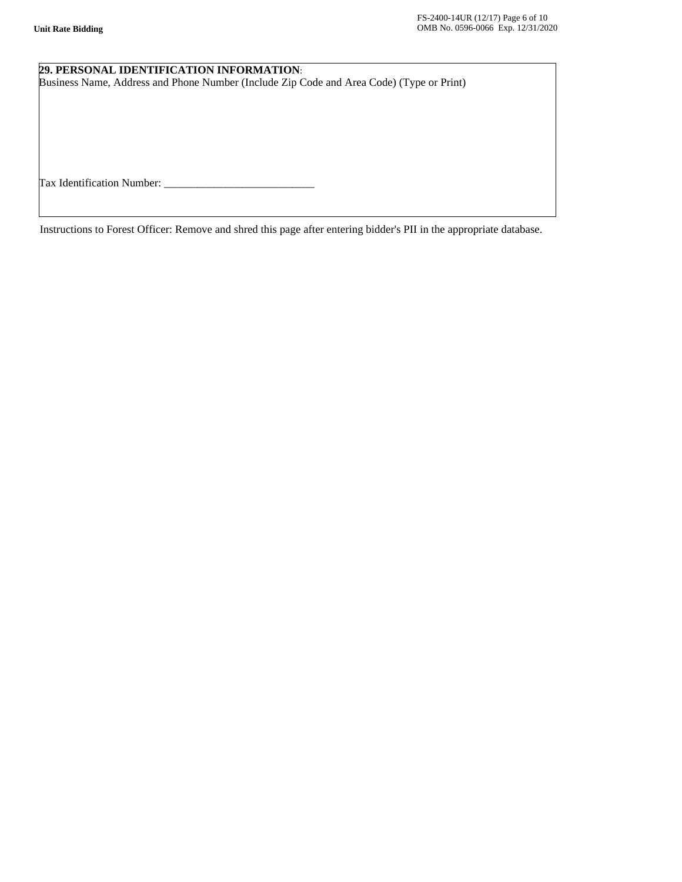**29. PERSONAL IDENTIFICATION INFORMATION**:

Business Name, Address and Phone Number (Include Zip Code and Area Code) (Type or Print)

Tax Identification Number: ___________________________

Instructions to Forest Officer: Remove and shred this page after entering bidder's PII in the appropriate database.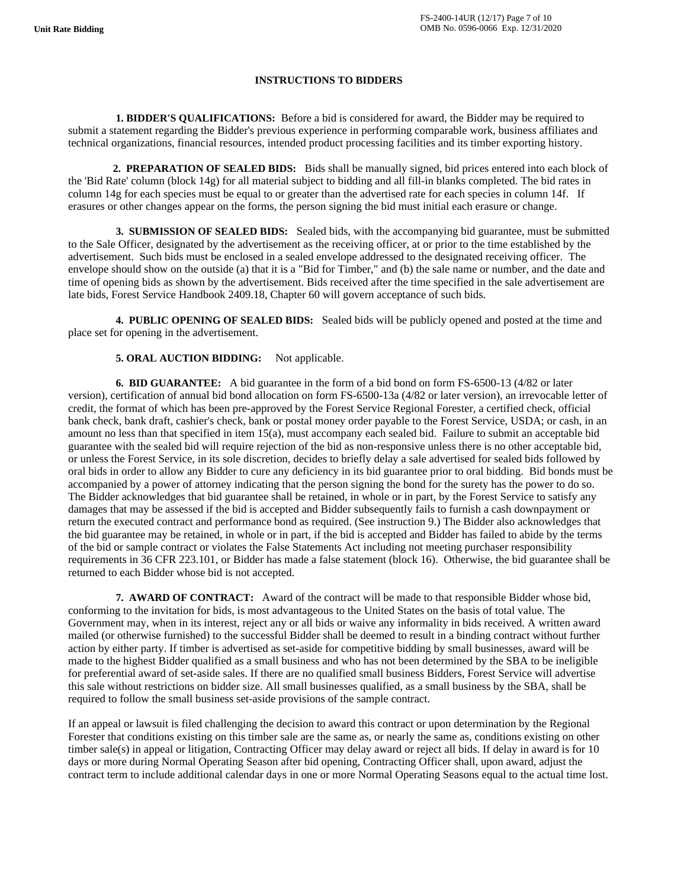## INSTRUCTIONS TO BIDDERS

**1. BIDDER'S QUALIFICATIONS:** Before a bid is considered for award, the Bidder may be required to submit a statement regarding the Bidder's previous experience in performing comparable work, business affiliates and technical organizations, financial resources, intended product processing facilities and its timber exporting history.

**2. PREPARATION OF SEALED BIDS:** Bids shall be manually signed, bid prices entered into each block of the 'Bid Rate' column (block 14g) for all material subject to bidding and all fill-in blanks completed. The bid rates in column 14g for each species must be equal to or greater than the advertised rate for each species in column 14f. If erasures or other changes appear on the forms, the person signing the bid must initial each erasure or change.

**3. SUBMISSION OF SEALED BIDS:** Sealed bids, with the accompanying bid guarantee, must be submitted to the Sale Officer, designated by the advertisement as the receiving officer, at or prior to the time established by the advertisement. Such bids must be enclosed in a sealed envelope addressed to the designated receiving officer. The envelope should show on the outside (a) that it is a "Bid for Timber," and (b) the sale name or number, and the date and time of opening bids as shown by the advertisement. Bids received after the time specified in the sale advertisement are late bids, Forest Service Handbook 2409.18, Chapter 60 will govern acceptance of such bids.

**4. PUBLIC OPENING OF SEALED BIDS:** Sealed bids will be publicly opened and posted at the time and place set for opening in the advertisement.

**5. ORAL AUCTION BIDDING:** Not applicable.

**6. BID GUARANTEE:** A bid guarantee in the form of a bid bond on form FS-6500-13 (4/82 or later version), certification of annual bid bond allocation on form FS-6500-13a (4/82 or later version), an irrevocable letter of credit, the format of which has been pre-approved by the Forest Service Regional Forester, a certified check, official bank check, bank draft, cashier's check, bank or postal money order payable to the Forest Service, USDA; or cash, in an amount no less than that specified in item 15(a), must accompany each sealed bid. Failure to submit an acceptable bid guarantee with the sealed bid will require rejection of the bid as non-responsive unless there is no other acceptable bid, or unless the Forest Service, in its sole discretion, decides to briefly delay a sale advertised for sealed bids followed by oral bids in order to allow any Bidder to cure any deficiency in its bid guarantee prior to oral bidding. Bid bonds must be accompanied by a power of attorney indicating that the person signing the bond for the surety has the power to do so. The Bidder acknowledges that bid guarantee shall be retained, in whole or in part, by the Forest Service to satisfy any damages that may be assessed if the bid is accepted and Bidder subsequently fails to furnish a cash downpayment or return the executed contract and performance bond as required. (See instruction 9.) The Bidder also acknowledges that the bid guarantee may be retained, in whole or in part, if the bid is accepted and Bidder has failed to abide by the terms of the bid or sample contract or violates the False Statements Act including not meeting purchaser responsibility requirements in 36 CFR 223.101, or Bidder has made a false statement (block 16). Otherwise, the bid guarantee shall be returned to each Bidder whose bid is not accepted.

**7. AWARD OF CONTRACT:** Award of the contract will be made to that responsible Bidder whose bid, conforming to the invitation for bids, is most advantageous to the United States on the basis of total value. The Government may, when in its interest, reject any or all bids or waive any informality in bids received. A written award mailed (or otherwise furnished) to the successful Bidder shall be deemed to result in a binding contract without further action by either party. If timber is advertised as set-aside for competitive bidding by small businesses, award will be made to the highest Bidder qualified as a small business and who has not been determined by the SBA to be ineligible for preferential award of set-aside sales. If there are no qualified small business Bidders, Forest Service will advertise this sale without restrictions on bidder size. All small businesses qualified, as a small business by the SBA, shall be required to follow the small business set-aside provisions of the sample contract.

If an appeal or lawsuit is filed challenging the decision to award this contract or upon determination by the Regional Forester that conditions existing on this timber sale are the same as, or nearly the same as, conditions existing on other timber sale(s) in appeal or litigation, Contracting Officer may delay award or reject all bids. If delay in award is for 10 days or more during Normal Operating Season after bid opening, Contracting Officer shall, upon award, adjust the contract term to include additional calendar days in one or more Normal Operating Seasons equal to the actual time lost.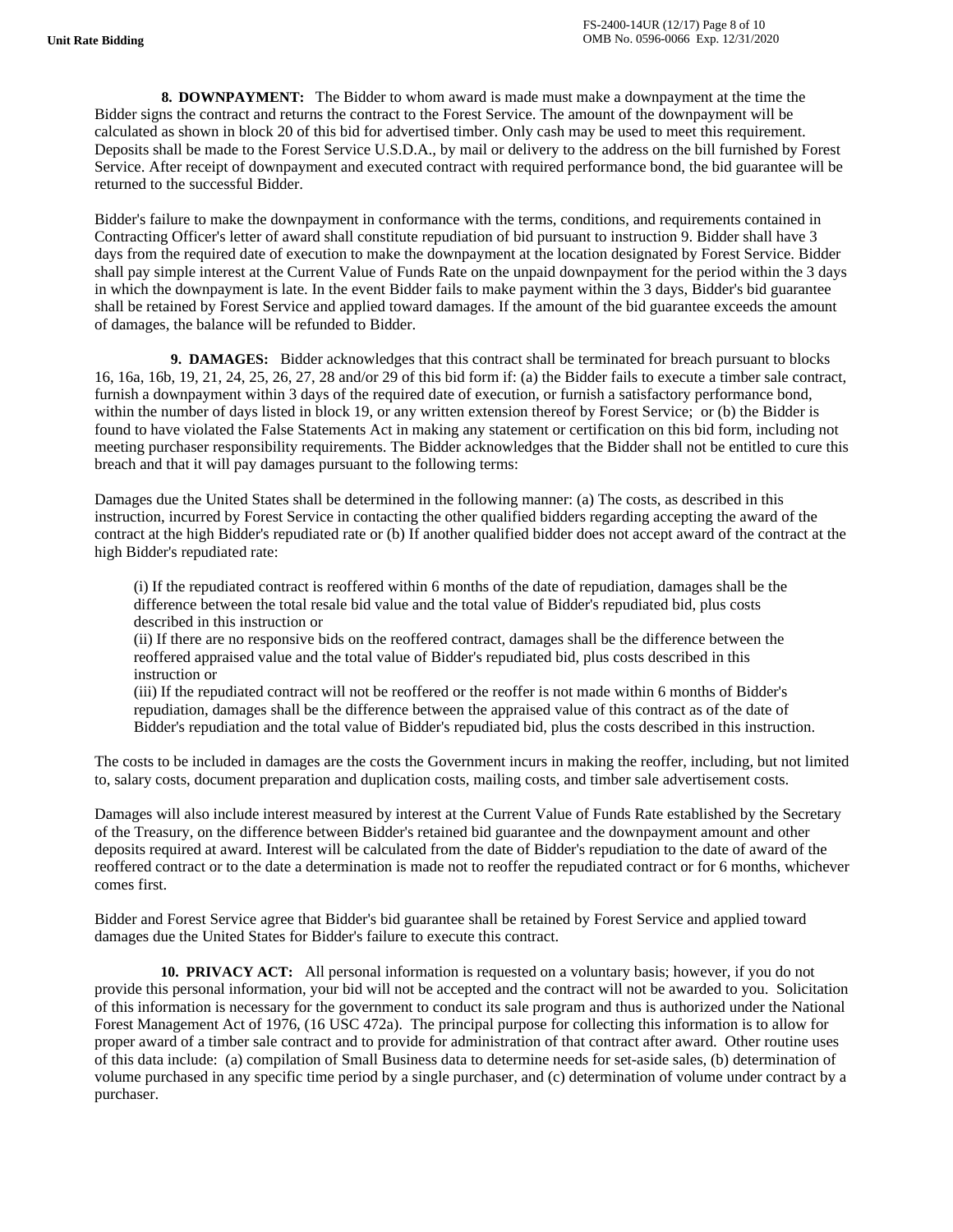**8. DOWNPAYMENT:** The Bidder to whom award is made must make a downpayment at the time the Bidder signs the contract and returns the contract to the Forest Service. The amount of the downpayment will be calculated as shown in block 20 of this bid for advertised timber. Only cash may be used to meet this requirement. Deposits shall be made to the Forest Service U.S.D.A., by mail or delivery to the address on the bill furnished by Forest Service. After receipt of downpayment and executed contract with required performance bond, the bid guarantee will be returned to the successful Bidder.

Bidder's failure to make the downpayment in conformance with the terms, conditions, and requirements contained in Contracting Officer's letter of award shall constitute repudiation of bid pursuant to instruction 9. Bidder shall have 3 days from the required date of execution to make the downpayment at the location designated by Forest Service. Bidder shall pay simple interest at the Current Value of Funds Rate on the unpaid downpayment for the period within the 3 days in which the downpayment is late. In the event Bidder fails to make payment within the 3 days, Bidder's bid guarantee shall be retained by Forest Service and applied toward damages. If the amount of the bid guarantee exceeds the amount of damages, the balance will be refunded to Bidder.

**9. DAMAGES:** Bidder acknowledges that this contract shall be terminated for breach pursuant to blocks 16, 16a, 16b, 19, 21, 24, 25, 26, 27, 28 and/or 29 of this bid form if: (a) the Bidder fails to execute a timber sale contract, furnish a downpayment within 3 days of the required date of execution, or furnish a satisfactory performance bond, within the number of days listed in block 19, or any written extension thereof by Forest Service; or (b) the Bidder is found to have violated the False Statements Act in making any statement or certification on this bid form, including not meeting purchaser responsibility requirements. The Bidder acknowledges that the Bidder shall not be entitled to cure this breach and that it will pay damages pursuant to the following terms:

Damages due the United States shall be determined in the following manner: (a) The costs, as described in this instruction, incurred by Forest Service in contacting the other qualified bidders regarding accepting the award of the contract at the high Bidder's repudiated rate or (b) If another qualified bidder does not accept award of the contract at the high Bidder's repudiated rate:

(i) If the repudiated contract is reoffered within 6 months of the date of repudiation, damages shall be the difference between the total resale bid value and the total value of Bidder's repudiated bid, plus costs described in this instruction or
(ii) If there are no responsive bids on the reoffered contract, damages shall be the difference between the reoffered appraised value and the total value of Bidder's repudiated bid, plus costs described in this instruction or
(iii) If the repudiated contract will not be reoffered or the reoffer is not made within 6 months of Bidder's repudiation, damages shall be the difference between the appraised value of this contract as of the date of Bidder's repudiation and the total value of Bidder's repudiated bid, plus the costs described in this instruction.

The costs to be included in damages are the costs the Government incurs in making the reoffer, including, but not limited to, salary costs, document preparation and duplication costs, mailing costs, and timber sale advertisement costs.

Damages will also include interest measured by interest at the Current Value of Funds Rate established by the Secretary of the Treasury, on the difference between Bidder's retained bid guarantee and the downpayment amount and other deposits required at award. Interest will be calculated from the date of Bidder's repudiation to the date of award of the reoffered contract or to the date a determination is made not to reoffer the repudiated contract or for 6 months, whichever comes first.

Bidder and Forest Service agree that Bidder's bid guarantee shall be retained by Forest Service and applied toward damages due the United States for Bidder's failure to execute this contract.

**10. PRIVACY ACT:** All personal information is requested on a voluntary basis; however, if you do not provide this personal information, your bid will not be accepted and the contract will not be awarded to you. Solicitation of this information is necessary for the government to conduct its sale program and thus is authorized under the National Forest Management Act of 1976, (16 USC 472a). The principal purpose for collecting this information is to allow for proper award of a timber sale contract and to provide for administration of that contract after award. Other routine uses of this data include: (a) compilation of Small Business data to determine needs for set-aside sales, (b) determination of volume purchased in any specific time period by a single purchaser, and (c) determination of volume under contract by a purchaser.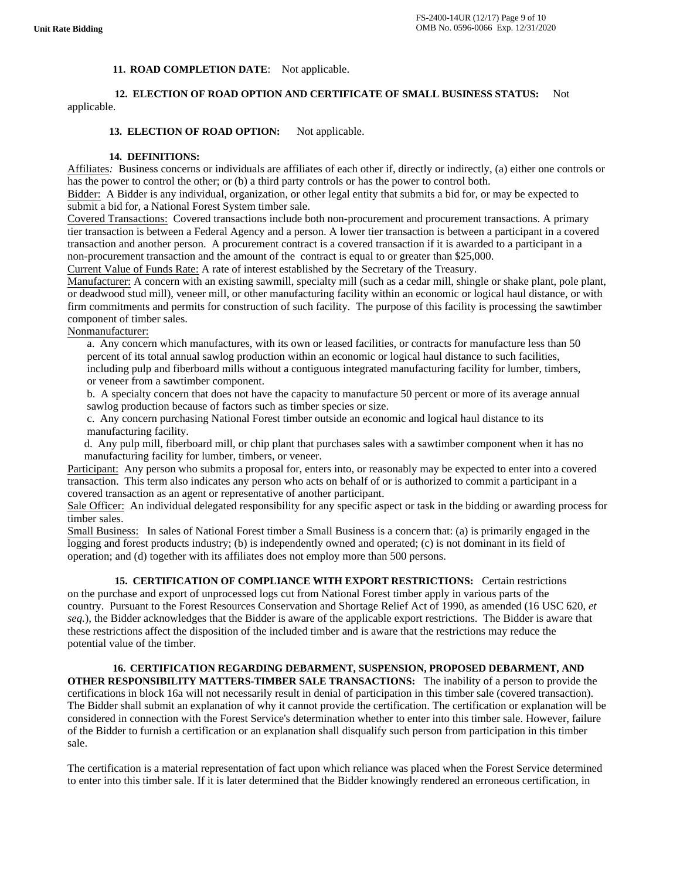**11. ROAD COMPLETION DATE**: Not applicable.

**12. ELECTION OF ROAD OPTION AND CERTIFICATE OF SMALL BUSINESS STATUS:** Not applicable.

**13. ELECTION OF ROAD OPTION:** Not applicable.

**14. DEFINITIONS:**

Affiliates*:* Business concerns or individuals are affiliates of each other if, directly or indirectly, (a) either one controls or has the power to control the other; or (b) a third party controls or has the power to control both.

Bidder: A Bidder is any individual, organization, or other legal entity that submits a bid for, or may be expected to submit a bid for, a National Forest System timber sale.

Covered Transactions: Covered transactions include both non-procurement and procurement transactions. A primary tier transaction is between a Federal Agency and a person. A lower tier transaction is between a participant in a covered transaction and another person. A procurement contract is a covered transaction if it is awarded to a participant in a non-procurement transaction and the amount of the contract is equal to or greater than $25,000.

Current Value of Funds Rate: A rate of interest established by the Secretary of the Treasury.

Manufacturer: A concern with an existing sawmill, specialty mill (such as a cedar mill, shingle or shake plant, pole plant, or deadwood stud mill), veneer mill, or other manufacturing facility within an economic or logical haul distance, or with firm commitments and permits for construction of such facility. The purpose of this facility is processing the sawtimber component of timber sales.

Nonmanufacturer:

a. Any concern which manufactures, with its own or leased facilities, or contracts for manufacture less than 50 percent of its total annual sawlog production within an economic or logical haul distance to such facilities, including pulp and fiberboard mills without a contiguous integrated manufacturing facility for lumber, timbers, or veneer from a sawtimber component.

b. A specialty concern that does not have the capacity to manufacture 50 percent or more of its average annual sawlog production because of factors such as timber species or size.

c. Any concern purchasing National Forest timber outside an economic and logical haul distance to its manufacturing facility.

d. Any pulp mill, fiberboard mill, or chip plant that purchases sales with a sawtimber component when it has no manufacturing facility for lumber, timbers, or veneer.

Participant: Any person who submits a proposal for, enters into, or reasonably may be expected to enter into a covered transaction. This term also indicates any person who acts on behalf of or is authorized to commit a participant in a covered transaction as an agent or representative of another participant.

Sale Officer: An individual delegated responsibility for any specific aspect or task in the bidding or awarding process for timber sales.

Small Business: In sales of National Forest timber a Small Business is a concern that: (a) is primarily engaged in the logging and forest products industry; (b) is independently owned and operated; (c) is not dominant in its field of operation; and (d) together with its affiliates does not employ more than 500 persons.

**15. CERTIFICATION OF COMPLIANCE WITH EXPORT RESTRICTIONS:** Certain restrictions on the purchase and export of unprocessed logs cut from National Forest timber apply in various parts of the country. Pursuant to the Forest Resources Conservation and Shortage Relief Act of 1990, as amended (16 USC 620, *et seq.*), the Bidder acknowledges that the Bidder is aware of the applicable export restrictions. The Bidder is aware that these restrictions affect the disposition of the included timber and is aware that the restrictions may reduce the potential value of the timber.

**16. CERTIFICATION REGARDING DEBARMENT, SUSPENSION, PROPOSED DEBARMENT, AND OTHER RESPONSIBILITY MATTERS-TIMBER SALE TRANSACTIONS:** The inability of a person to provide the certifications in block 16a will not necessarily result in denial of participation in this timber sale (covered transaction). The Bidder shall submit an explanation of why it cannot provide the certification. The certification or explanation will be considered in connection with the Forest Service's determination whether to enter into this timber sale. However, failure of the Bidder to furnish a certification or an explanation shall disqualify such person from participation in this timber sale.

The certification is a material representation of fact upon which reliance was placed when the Forest Service determined to enter into this timber sale. If it is later determined that the Bidder knowingly rendered an erroneous certification, in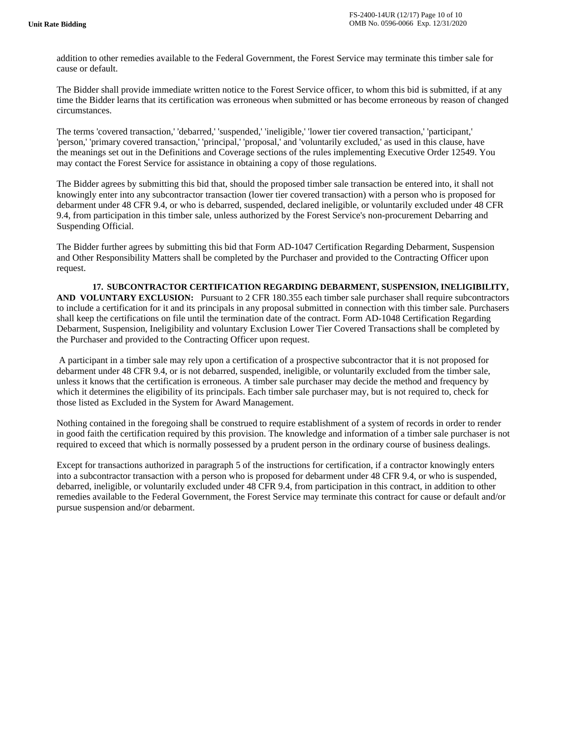addition to other remedies available to the Federal Government, the Forest Service may terminate this timber sale for cause or default.

The Bidder shall provide immediate written notice to the Forest Service officer, to whom this bid is submitted, if at any time the Bidder learns that its certification was erroneous when submitted or has become erroneous by reason of changed circumstances.

The terms 'covered transaction,' 'debarred,' 'suspended,' 'ineligible,' 'lower tier covered transaction,' 'participant,' 'person,' 'primary covered transaction,' 'principal,' 'proposal,' and 'voluntarily excluded,' as used in this clause, have the meanings set out in the Definitions and Coverage sections of the rules implementing Executive Order 12549. You may contact the Forest Service for assistance in obtaining a copy of those regulations.

The Bidder agrees by submitting this bid that, should the proposed timber sale transaction be entered into, it shall not knowingly enter into any subcontractor transaction (lower tier covered transaction) with a person who is proposed for debarment under 48 CFR 9.4, or who is debarred, suspended, declared ineligible, or voluntarily excluded under 48 CFR 9.4, from participation in this timber sale, unless authorized by the Forest Service's non-procurement Debarring and Suspending Official.

The Bidder further agrees by submitting this bid that Form AD-1047 Certification Regarding Debarment, Suspension and Other Responsibility Matters shall be completed by the Purchaser and provided to the Contracting Officer upon request.

**17. SUBCONTRACTOR CERTIFICATION REGARDING DEBARMENT, SUSPENSION, INELIGIBILITY, AND VOLUNTARY EXCLUSION:** Pursuant to 2 CFR 180.355 each timber sale purchaser shall require subcontractors to include a certification for it and its principals in any proposal submitted in connection with this timber sale. Purchasers shall keep the certifications on file until the termination date of the contract. Form AD-1048 Certification Regarding Debarment, Suspension, Ineligibility and voluntary Exclusion Lower Tier Covered Transactions shall be completed by the Purchaser and provided to the Contracting Officer upon request.

A participant in a timber sale may rely upon a certification of a prospective subcontractor that it is not proposed for debarment under 48 CFR 9.4, or is not debarred, suspended, ineligible, or voluntarily excluded from the timber sale, unless it knows that the certification is erroneous. A timber sale purchaser may decide the method and frequency by which it determines the eligibility of its principals. Each timber sale purchaser may, but is not required to, check for those listed as Excluded in the System for Award Management.

Nothing contained in the foregoing shall be construed to require establishment of a system of records in order to render in good faith the certification required by this provision. The knowledge and information of a timber sale purchaser is not required to exceed that which is normally possessed by a prudent person in the ordinary course of business dealings.

Except for transactions authorized in paragraph 5 of the instructions for certification, if a contractor knowingly enters into a subcontractor transaction with a person who is proposed for debarment under 48 CFR 9.4, or who is suspended, debarred, ineligible, or voluntarily excluded under 48 CFR 9.4, from participation in this contract, in addition to other remedies available to the Federal Government, the Forest Service may terminate this contract for cause or default and/or pursue suspension and/or debarment.